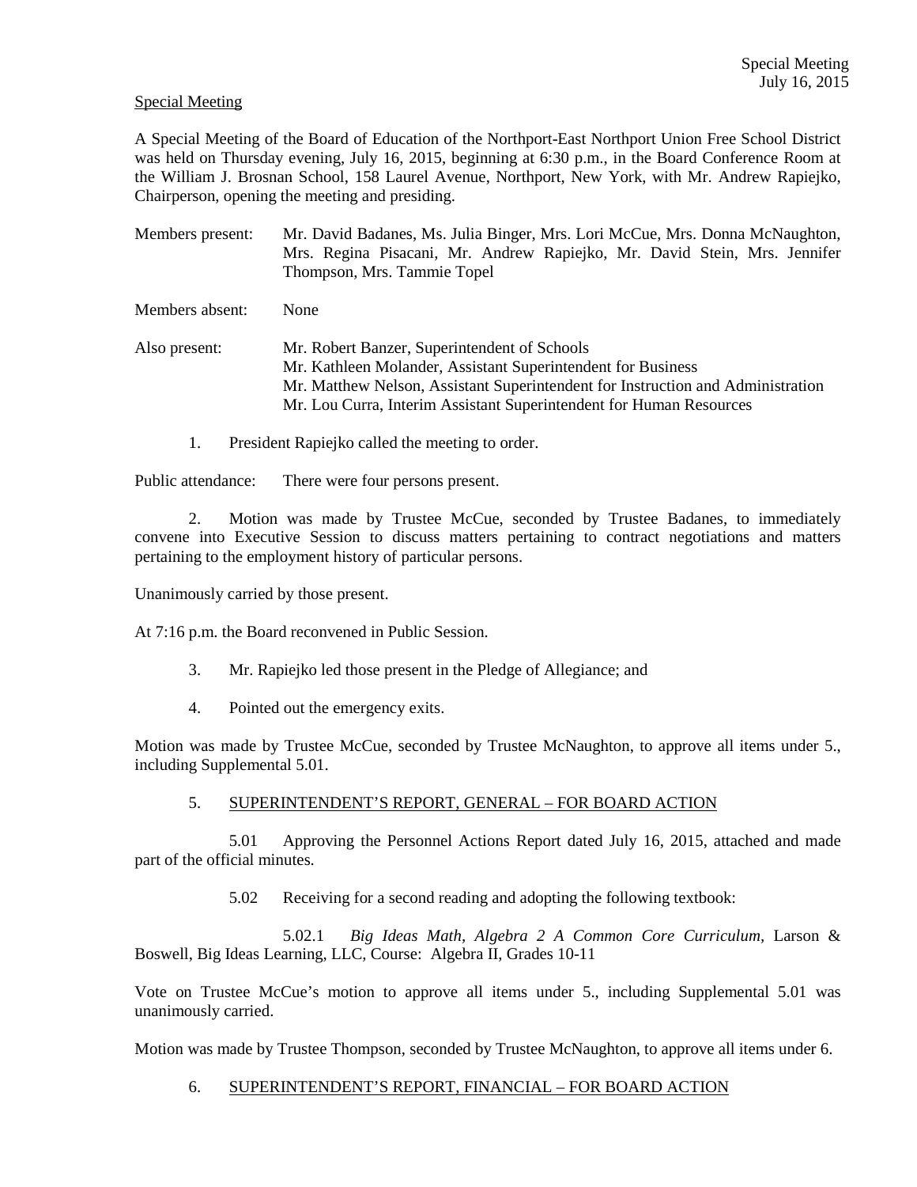Special Meeting

A Special Meeting of the Board of Education of the Northport-East Northport Union Free School District was held on Thursday evening, July 16, 2015, beginning at 6:30 p.m., in the Board Conference Room at the William J. Brosnan School, 158 Laurel Avenue, Northport, New York, with Mr. Andrew Rapiejko, Chairperson, opening the meeting and presiding.

Members present: Mr. David Badanes, Ms. Julia Binger, Mrs. Lori McCue, Mrs. Donna McNaughton, Mrs. Regina Pisacani, Mr. Andrew Rapiejko, Mr. David Stein, Mrs. Jennifer Thompson, Mrs. Tammie Topel

Members absent: None

Also present: Mr. Robert Banzer, Superintendent of Schools
Mr. Kathleen Molander, Assistant Superintendent for Business
Mr. Matthew Nelson, Assistant Superintendent for Instruction and Administration
Mr. Lou Curra, Interim Assistant Superintendent for Human Resources

1. President Rapiejko called the meeting to order.

Public attendance: There were four persons present.

2. Motion was made by Trustee McCue, seconded by Trustee Badanes, to immediately convene into Executive Session to discuss matters pertaining to contract negotiations and matters pertaining to the employment history of particular persons.

Unanimously carried by those present.

At 7:16 p.m. the Board reconvened in Public Session.

3. Mr. Rapiejko led those present in the Pledge of Allegiance; and

4. Pointed out the emergency exits.

Motion was made by Trustee McCue, seconded by Trustee McNaughton, to approve all items under 5., including Supplemental 5.01.

5. SUPERINTENDENT'S REPORT, GENERAL – FOR BOARD ACTION

5.01 Approving the Personnel Actions Report dated July 16, 2015, attached and made part of the official minutes.

5.02 Receiving for a second reading and adopting the following textbook:

5.02.1 *Big Ideas Math, Algebra 2 A Common Core Curriculum*, Larson & Boswell, Big Ideas Learning, LLC, Course: Algebra II, Grades 10-11

Vote on Trustee McCue's motion to approve all items under 5., including Supplemental 5.01 was unanimously carried.

Motion was made by Trustee Thompson, seconded by Trustee McNaughton, to approve all items under 6.

6. SUPERINTENDENT'S REPORT, FINANCIAL – FOR BOARD ACTION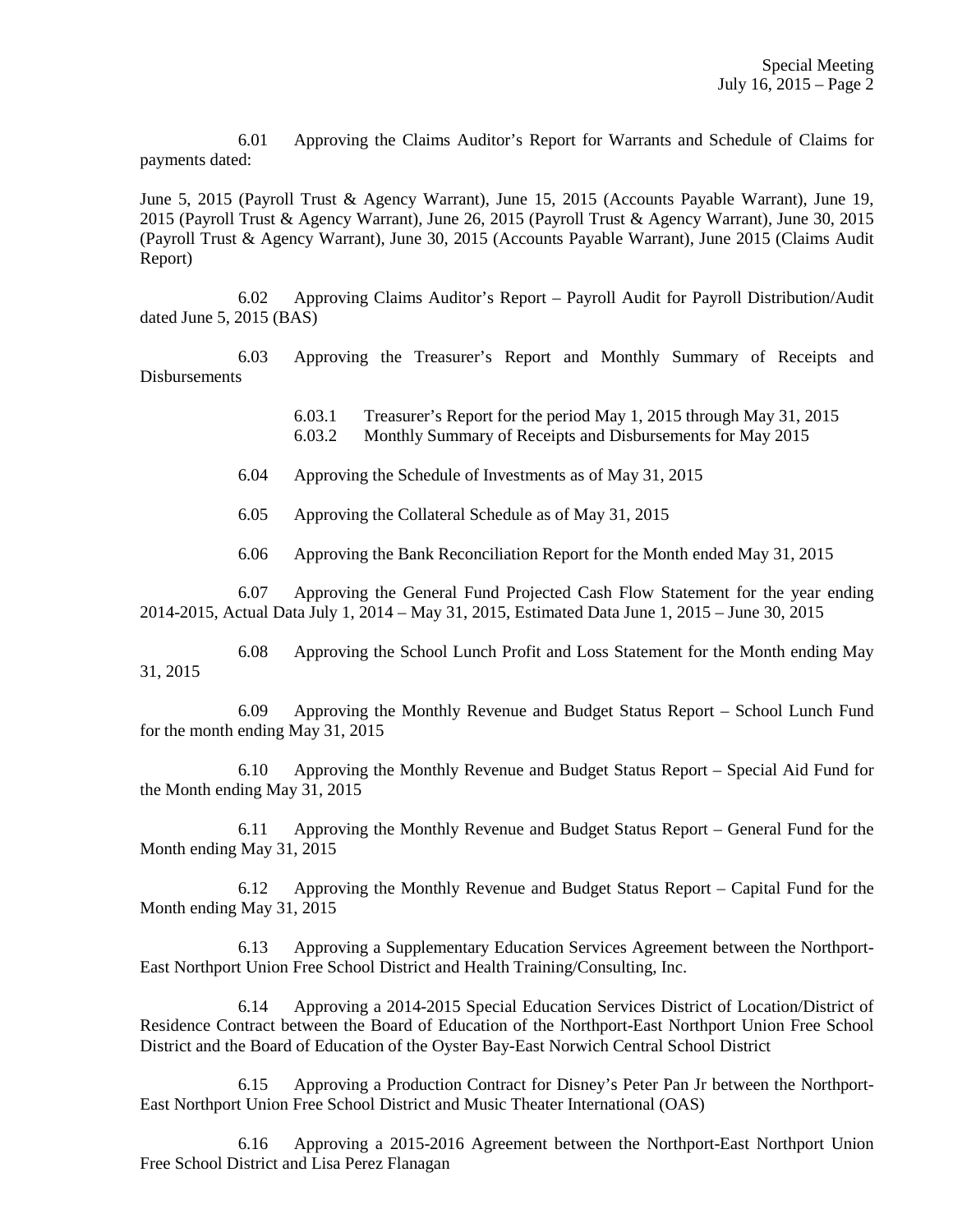6.01 Approving the Claims Auditor's Report for Warrants and Schedule of Claims for payments dated:

June 5, 2015 (Payroll Trust & Agency Warrant), June 15, 2015 (Accounts Payable Warrant), June 19, 2015 (Payroll Trust & Agency Warrant), June 26, 2015 (Payroll Trust & Agency Warrant), June 30, 2015 (Payroll Trust & Agency Warrant), June 30, 2015 (Accounts Payable Warrant), June 2015 (Claims Audit Report)

6.02 Approving Claims Auditor's Report – Payroll Audit for Payroll Distribution/Audit dated June 5, 2015 (BAS)

6.03 Approving the Treasurer's Report and Monthly Summary of Receipts and Disbursements

6.03.1 Treasurer's Report for the period May 1, 2015 through May 31, 2015
6.03.2 Monthly Summary of Receipts and Disbursements for May 2015

6.04 Approving the Schedule of Investments as of May 31, 2015

6.05 Approving the Collateral Schedule as of May 31, 2015

6.06 Approving the Bank Reconciliation Report for the Month ended May 31, 2015

6.07 Approving the General Fund Projected Cash Flow Statement for the year ending 2014-2015, Actual Data July 1, 2014 – May 31, 2015, Estimated Data June 1, 2015 – June 30, 2015

6.08 Approving the School Lunch Profit and Loss Statement for the Month ending May 31, 2015

6.09 Approving the Monthly Revenue and Budget Status Report – School Lunch Fund for the month ending May 31, 2015

6.10 Approving the Monthly Revenue and Budget Status Report – Special Aid Fund for the Month ending May 31, 2015

6.11 Approving the Monthly Revenue and Budget Status Report – General Fund for the Month ending May 31, 2015

6.12 Approving the Monthly Revenue and Budget Status Report – Capital Fund for the Month ending May 31, 2015

6.13 Approving a Supplementary Education Services Agreement between the Northport-East Northport Union Free School District and Health Training/Consulting, Inc.

6.14 Approving a 2014-2015 Special Education Services District of Location/District of Residence Contract between the Board of Education of the Northport-East Northport Union Free School District and the Board of Education of the Oyster Bay-East Norwich Central School District

6.15 Approving a Production Contract for Disney's Peter Pan Jr between the Northport-East Northport Union Free School District and Music Theater International (OAS)

6.16 Approving a 2015-2016 Agreement between the Northport-East Northport Union Free School District and Lisa Perez Flanagan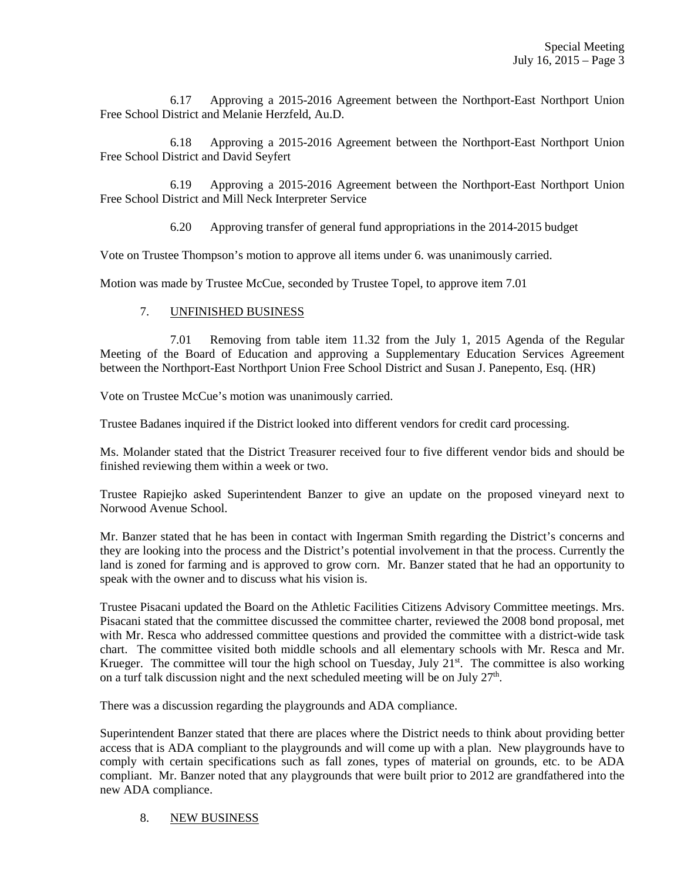6.17 Approving a 2015-2016 Agreement between the Northport-East Northport Union Free School District and Melanie Herzfeld, Au.D.

6.18 Approving a 2015-2016 Agreement between the Northport-East Northport Union Free School District and David Seyfert

6.19 Approving a 2015-2016 Agreement between the Northport-East Northport Union Free School District and Mill Neck Interpreter Service

6.20 Approving transfer of general fund appropriations in the 2014-2015 budget

Vote on Trustee Thompson's motion to approve all items under 6. was unanimously carried.

Motion was made by Trustee McCue, seconded by Trustee Topel, to approve item 7.01

7. UNFINISHED BUSINESS

7.01 Removing from table item 11.32 from the July 1, 2015 Agenda of the Regular Meeting of the Board of Education and approving a Supplementary Education Services Agreement between the Northport-East Northport Union Free School District and Susan J. Panepento, Esq. (HR)

Vote on Trustee McCue's motion was unanimously carried.

Trustee Badanes inquired if the District looked into different vendors for credit card processing.

Ms. Molander stated that the District Treasurer received four to five different vendor bids and should be finished reviewing them within a week or two.

Trustee Rapiejko asked Superintendent Banzer to give an update on the proposed vineyard next to Norwood Avenue School.

Mr. Banzer stated that he has been in contact with Ingerman Smith regarding the District's concerns and they are looking into the process and the District's potential involvement in that the process. Currently the land is zoned for farming and is approved to grow corn. Mr. Banzer stated that he had an opportunity to speak with the owner and to discuss what his vision is.

Trustee Pisacani updated the Board on the Athletic Facilities Citizens Advisory Committee meetings. Mrs. Pisacani stated that the committee discussed the committee charter, reviewed the 2008 bond proposal, met with Mr. Resca who addressed committee questions and provided the committee with a district-wide task chart. The committee visited both middle schools and all elementary schools with Mr. Resca and Mr. Krueger. The committee will tour the high school on Tuesday, July 21st. The committee is also working on a turf talk discussion night and the next scheduled meeting will be on July 27th.

There was a discussion regarding the playgrounds and ADA compliance.

Superintendent Banzer stated that there are places where the District needs to think about providing better access that is ADA compliant to the playgrounds and will come up with a plan. New playgrounds have to comply with certain specifications such as fall zones, types of material on grounds, etc. to be ADA compliant. Mr. Banzer noted that any playgrounds that were built prior to 2012 are grandfathered into the new ADA compliance.

8. NEW BUSINESS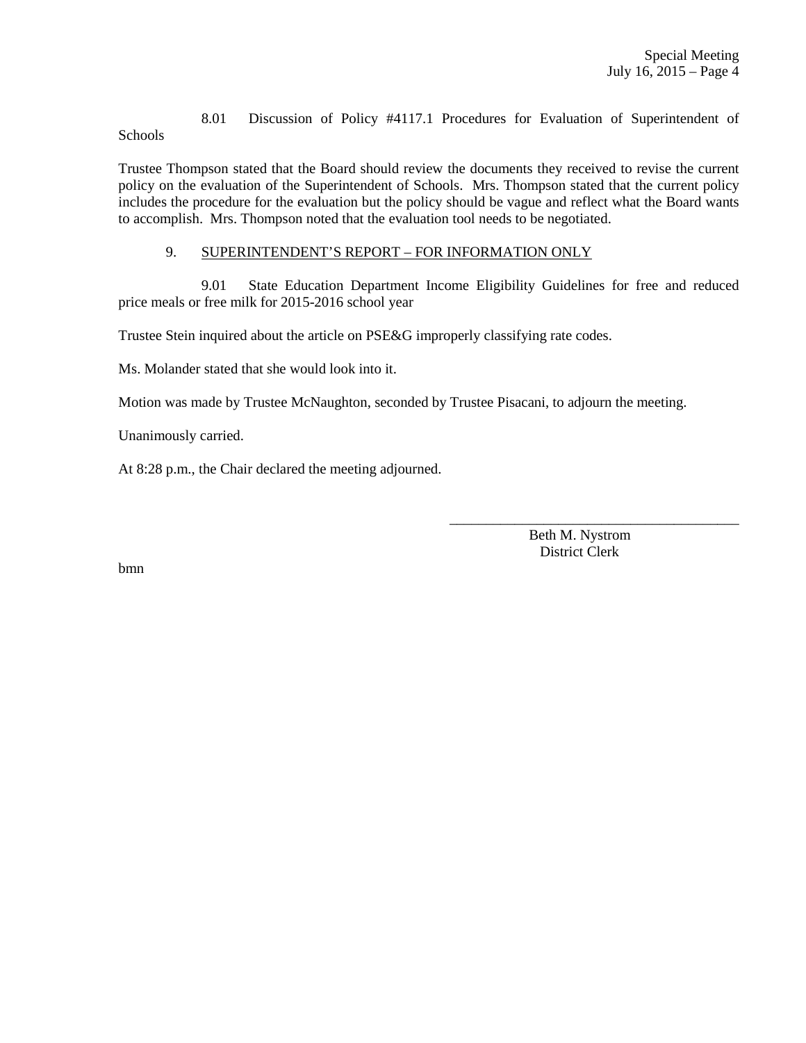8.01 Discussion of Policy #4117.1 Procedures for Evaluation of Superintendent of Schools

Trustee Thompson stated that the Board should review the documents they received to revise the current policy on the evaluation of the Superintendent of Schools. Mrs. Thompson stated that the current policy includes the procedure for the evaluation but the policy should be vague and reflect what the Board wants to accomplish. Mrs. Thompson noted that the evaluation tool needs to be negotiated.

9. <u>SUPERINTENDENT'S REPORT – FOR INFORMATION ONLY</u>

9.01 State Education Department Income Eligibility Guidelines for free and reduced price meals or free milk for 2015-2016 school year

Trustee Stein inquired about the article on PSE&G improperly classifying rate codes.

Ms. Molander stated that she would look into it.

Motion was made by Trustee McNaughton, seconded by Trustee Pisacani, to adjourn the meeting.

Unanimously carried.

At 8:28 p.m., the Chair declared the meeting adjourned.

\_\_\_\_\_\_\_\_\_\_\_\_\_\_\_\_\_\_\_\_\_\_\_\_\_\_\_\_\_\_\_\_\_\_\_\_\_\_\_\_

Beth M. Nystrom
District Clerk

bmn